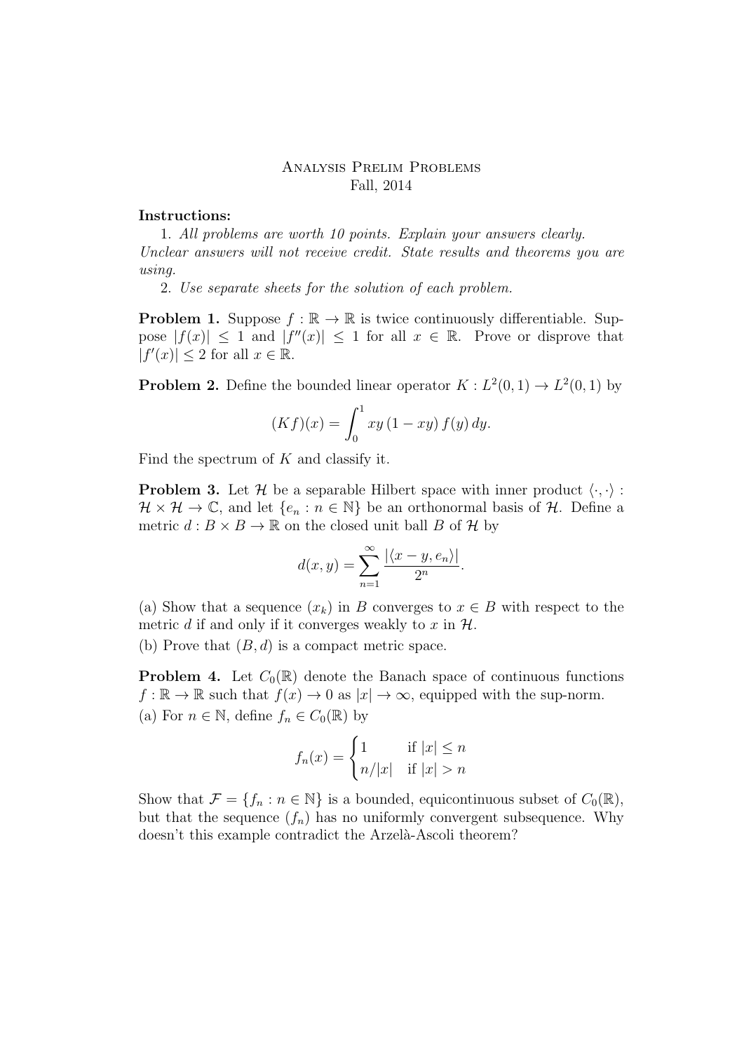# Analysis Prelim Problems

Fall, 2014

**Instructions:**

1. *All problems are worth 10 points. Explain your answers clearly. Unclear answers will not receive credit. State results and theorems you are using.*
2. *Use separate sheets for the solution of each problem.*

**Problem 1.** Suppose $f : \mathbb{R} \to \mathbb{R}$ is twice continuously differentiable. Suppose $|f(x)| \leq 1$ and $|f''(x)| \leq 1$ for all $x \in \mathbb{R}$. Prove or disprove that $|f'(x)| \leq 2$ for all $x \in \mathbb{R}$.

**Problem 2.** Define the bounded linear operator $K : L^2(0,1) \to L^2(0,1)$ by

$$(Kf)(x) = \int_0^1 xy\,(1 - xy)\,f(y)\,dy.$$

Find the spectrum of $K$ and classify it.

**Problem 3.** Let $\mathcal{H}$ be a separable Hilbert space with inner product $\langle \cdot, \cdot \rangle : \mathcal{H} \times \mathcal{H} \to \mathbb{C}$, and let $\{e_n : n \in \mathbb{N}\}$ be an orthonormal basis of $\mathcal{H}$. Define a metric $d : B \times B \to \mathbb{R}$ on the closed unit ball $B$ of $\mathcal{H}$ by

$$d(x, y) = \sum_{n=1}^{\infty} \frac{|\langle x - y, e_n \rangle|}{2^n}.$$

(a) Show that a sequence $(x_k)$ in $B$ converges to $x \in B$ with respect to the metric $d$ if and only if it converges weakly to $x$ in $\mathcal{H}$.

(b) Prove that $(B, d)$ is a compact metric space.

**Problem 4.** Let $C_0(\mathbb{R})$ denote the Banach space of continuous functions $f : \mathbb{R} \to \mathbb{R}$ such that $f(x) \to 0$ as $|x| \to \infty$, equipped with the sup-norm.

(a) For $n \in \mathbb{N}$, define $f_n \in C_0(\mathbb{R})$ by

$$f_n(x) = \begin{cases} 1 & \text{if } |x| \leq n \\ n/|x| & \text{if } |x| > n \end{cases}$$

Show that $\mathcal{F} = \{f_n : n \in \mathbb{N}\}$ is a bounded, equicontinuous subset of $C_0(\mathbb{R})$, but that the sequence $(f_n)$ has no uniformly convergent subsequence. Why doesn't this example contradict the Arzelà-Ascoli theorem?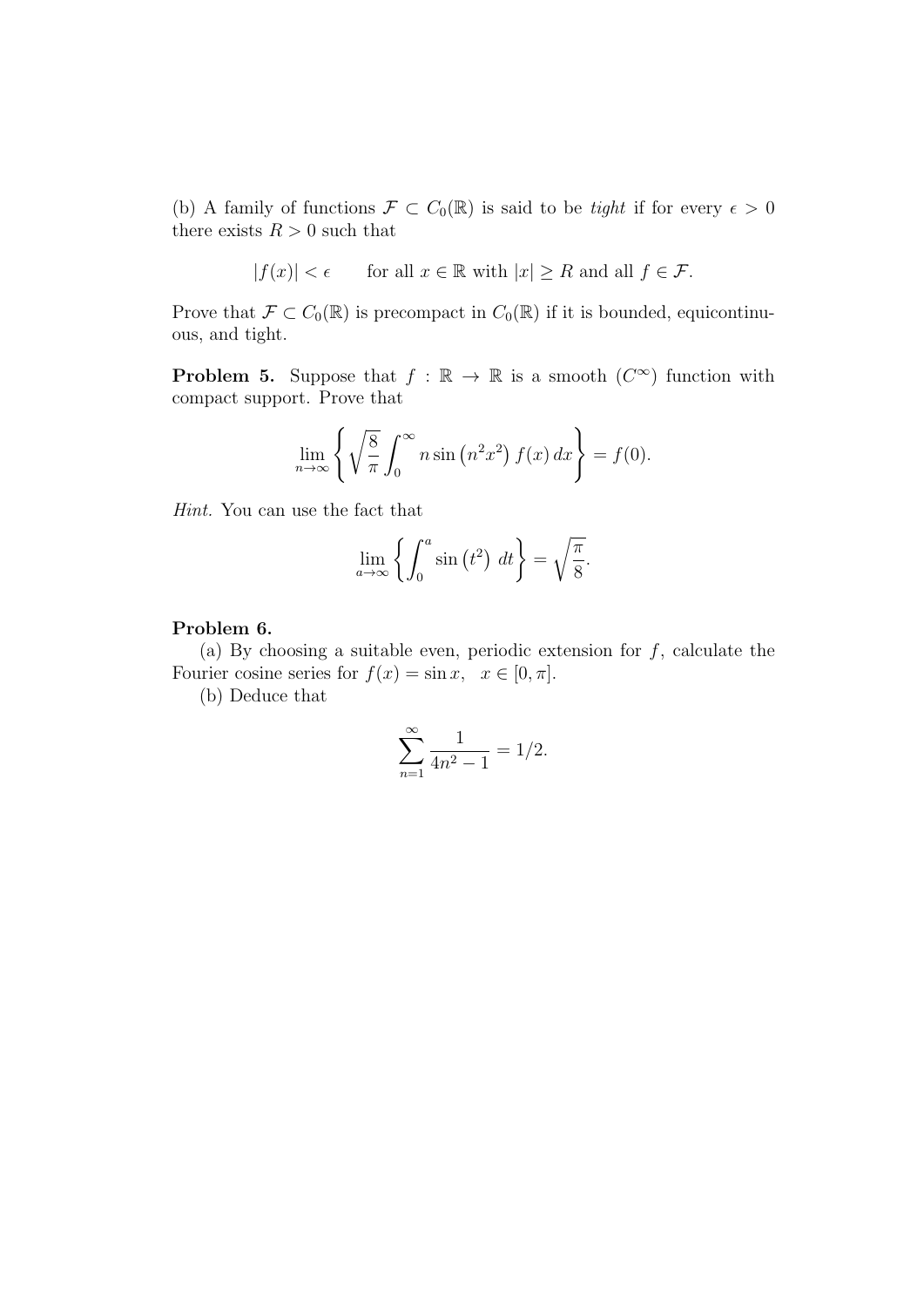(b) A family of functions $\mathcal{F} \subset C_0(\mathbb{R})$ is said to be *tight* if for every $\epsilon > 0$ there exists $R > 0$ such that

$$|f(x)| < \epsilon \qquad \text{for all } x \in \mathbb{R} \text{ with } |x| \geq R \text{ and all } f \in \mathcal{F}.$$

Prove that $\mathcal{F} \subset C_0(\mathbb{R})$ is precompact in $C_0(\mathbb{R})$ if it is bounded, equicontinuous, and tight.

**Problem 5.** Suppose that $f : \mathbb{R} \to \mathbb{R}$ is a smooth ($C^\infty$) function with compact support. Prove that

$$\lim_{n\to\infty} \left\{ \sqrt{\frac{8}{\pi}} \int_0^\infty n \sin\left(n^2 x^2\right) f(x)\, dx \right\} = f(0).$$

*Hint.* You can use the fact that

$$\lim_{a\to\infty} \left\{ \int_0^a \sin\left(t^2\right)\, dt \right\} = \sqrt{\frac{\pi}{8}}.$$

**Problem 6.**

(a) By choosing a suitable even, periodic extension for $f$, calculate the Fourier cosine series for $f(x) = \sin x, \quad x \in [0, \pi]$.

(b) Deduce that

$$\sum_{n=1}^{\infty} \frac{1}{4n^2 - 1} = 1/2.$$